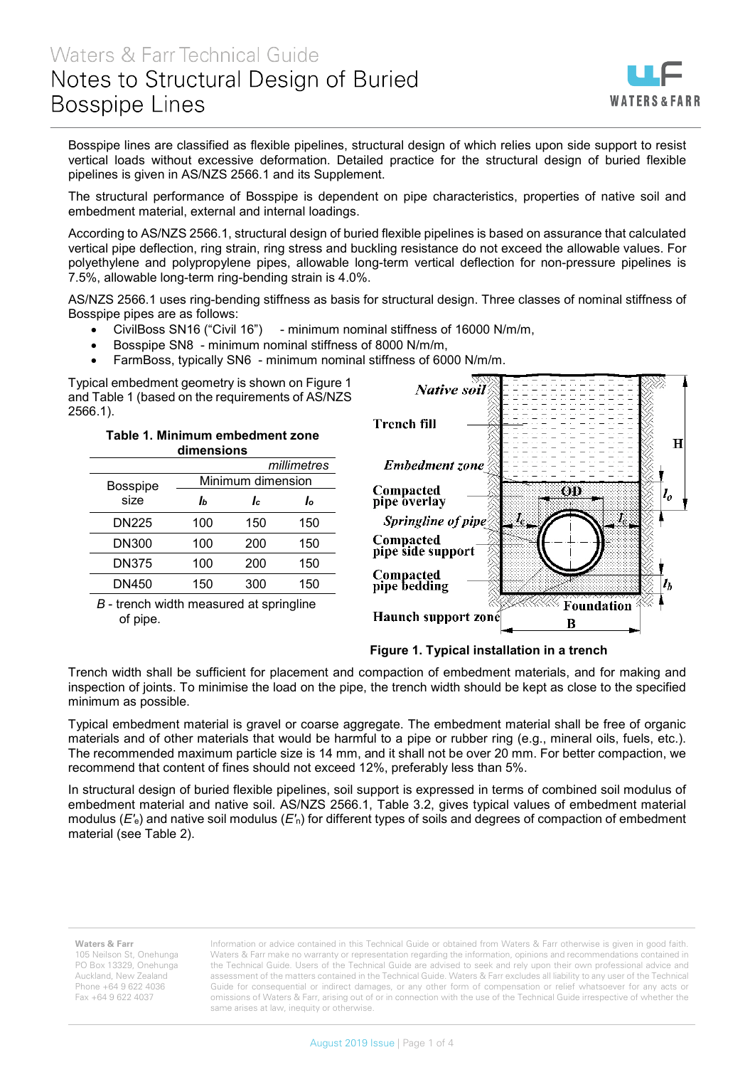# Waters & Farr Technical Guide

# Notes to Structural Design of Buried Bosspipe Lines

Bosspipe lines are classified as flexible pipelines, structural design of which relies upon side support to resist vertical loads without excessive deformation. Detailed practice for the structural design of buried flexible pipelines is given in AS/NZS 2566.1 and its Supplement.

The structural performance of Bosspipe is dependent on pipe characteristics, properties of native soil and embedment material, external and internal loadings.

According to AS/NZS 2566.1, structural design of buried flexible pipelines is based on assurance that calculated vertical pipe deflection, ring strain, ring stress and buckling resistance do not exceed the allowable values. For polyethylene and polypropylene pipes, allowable long-term vertical deflection for non-pressure pipelines is 7.5%, allowable long-term ring-bending strain is 4.0%.

AS/NZS 2566.1 uses ring-bending stiffness as basis for structural design. Three classes of nominal stiffness of Bosspipe pipes are as follows:

- CivilBoss SN16 ("Civil 16") - minimum nominal stiffness of 16000 N/m/m,
- Bosspipe SN8 - minimum nominal stiffness of 8000 N/m/m,
- FarmBoss, typically SN6 - minimum nominal stiffness of 6000 N/m/m.

Typical embedment geometry is shown on Figure 1 and Table 1 (based on the requirements of AS/NZS 2566.1).

**Table 1. Minimum embedment zone dimensions**

| Bosspipe size | Minimum dimension (millimetres) | | |
|---|---|---|---|
| | $l_b$ | $l_c$ | $l_o$ |
| DN225 | 100 | 150 | 150 |
| DN300 | 100 | 200 | 150 |
| DN375 | 100 | 200 | 150 |
| DN450 | 150 | 300 | 150 |

*B* - trench width measured at springline of pipe.

Native soil

Trench fill

Embedment zone

Compacted pipe overlay

Springline of pipe

Compacted pipe side support

Compacted pipe bedding

Haunch support zone

Foundation

OD, H, $l_o$, $l_c$, $l_b$, B

**Figure 1. Typical installation in a trench**

Trench width shall be sufficient for placement and compaction of embedment materials, and for making and inspection of joints. To minimise the load on the pipe, the trench width should be kept as close to the specified minimum as possible.

Typical embedment material is gravel or coarse aggregate. The embedment material shall be free of organic materials and of other materials that would be harmful to a pipe or rubber ring (e.g., mineral oils, fuels, etc.). The recommended maximum particle size is 14 mm, and it shall not be over 20 mm. For better compaction, we recommend that content of fines should not exceed 12%, preferably less than 5%.

In structural design of buried flexible pipelines, soil support is expressed in terms of combined soil modulus of embedment material and native soil. AS/NZS 2566.1, Table 3.2, gives typical values of embedment material modulus ($E'_e$) and native soil modulus ($E'_n$) for different types of soils and degrees of compaction of embedment material (see Table 2).

**Waters & Farr**
105 Neilson St, Onehunga
PO Box 13329, Onehunga
Auckland, New Zealand
Phone +64 9 622 4036
Fax +64 9 622 4037

Information or advice contained in this Technical Guide or obtained from Waters & Farr otherwise is given in good faith. Waters & Farr make no warranty or representation regarding the information, opinions and recommendations contained in the Technical Guide. Users of the Technical Guide are advised to seek and rely upon their own professional advice and assessment of the matters contained in the Technical Guide. Waters & Farr excludes all liability to any user of the Technical Guide for consequential or indirect damages, or any other form of compensation or relief whatsoever for any acts or omissions of Waters & Farr, arising out of or in connection with the use of the Technical Guide irrespective of whether the same arises at law, inequity or otherwise.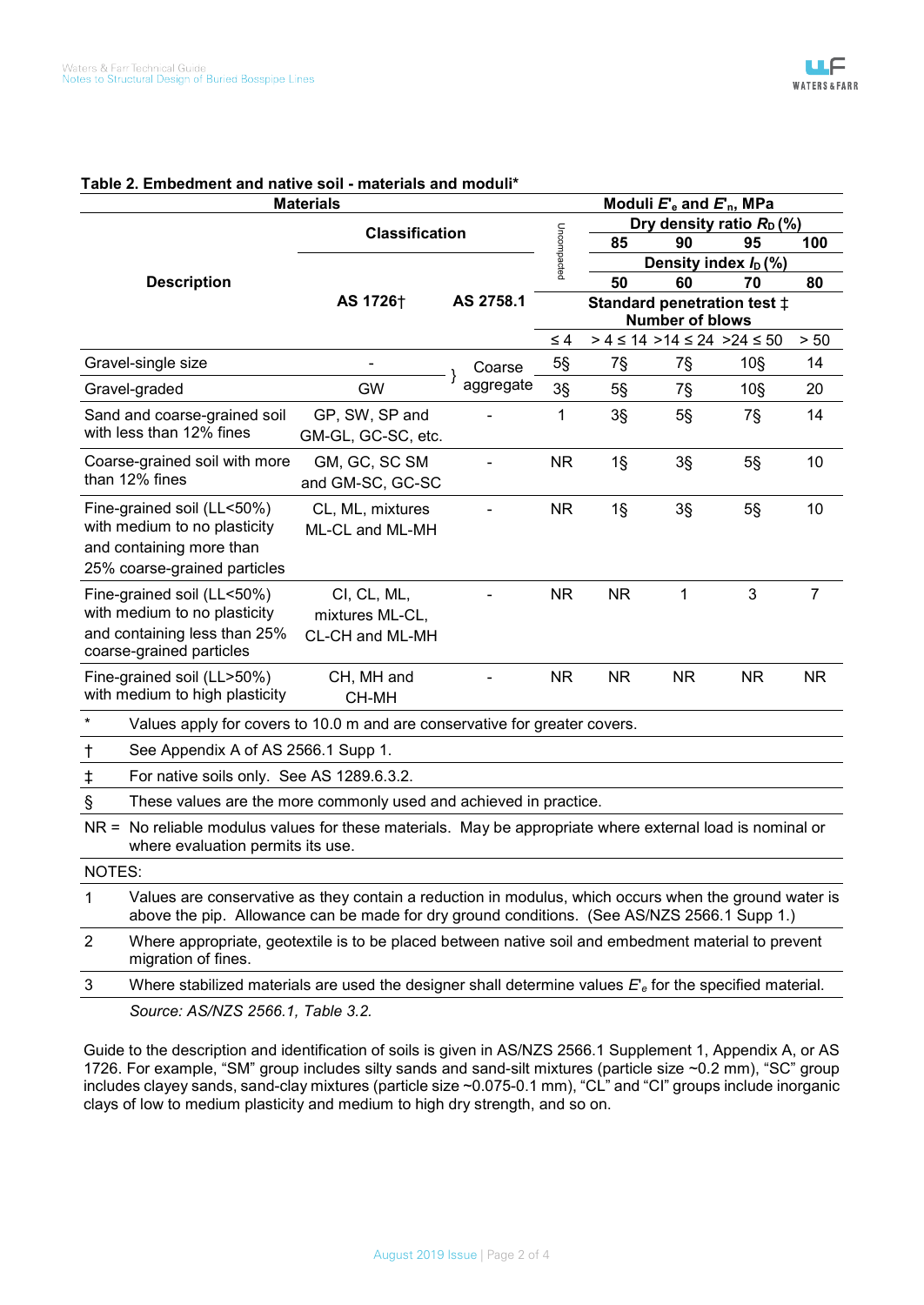**Table 2. Embedment and native soil - materials and moduli***

| Materials | | | Moduli $E'_e$ and $E'_n$, MPa | | | | |
|---|---|---|---|---|---|---|---|
| Description | Classification | | Uncompacted | Dry density ratio $R_D$ (%) | | | |
| | | | | 85 | 90 | 95 | 100 |
| | | | | Density index $I_D$ (%) | | | |
| | AS 1726† | AS 2758.1 | | 50 | 60 | 70 | 80 |
| | | | | Standard penetration test ‡ Number of blows | | | |
| | | | ≤ 4 | > 4 ≤ 14 | >14 ≤ 24 | >24 ≤ 50 | > 50 |
| Gravel-single size | - | Coarse aggregate | 5§ | 7§ | 7§ | 10§ | 14 |
| Gravel-graded | GW | Coarse aggregate | 3§ | 5§ | 7§ | 10§ | 20 |
| Sand and coarse-grained soil with less than 12% fines | GP, SW, SP and GM-GL, GC-SC, etc. | - | 1 | 3§ | 5§ | 7§ | 14 |
| Coarse-grained soil with more than 12% fines | GM, GC, SC SM and GM-SC, GC-SC | - | NR | 1§ | 3§ | 5§ | 10 |
| Fine-grained soil (LL<50%) with medium to no plasticity and containing more than 25% coarse-grained particles | CL, ML, mixtures ML-CL and ML-MH | - | NR | 1§ | 3§ | 5§ | 10 |
| Fine-grained soil (LL<50%) with medium to no plasticity and containing less than 25% coarse-grained particles | CI, CL, ML, mixtures ML-CL, CL-CH and ML-MH | - | NR | NR | 1 | 3 | 7 |
| Fine-grained soil (LL>50%) with medium to high plasticity | CH, MH and CH-MH | - | NR | NR | NR | NR | NR |

\* Values apply for covers to 10.0 m and are conservative for greater covers.

† See Appendix A of AS 2566.1 Supp 1.

‡ For native soils only. See AS 1289.6.3.2.

§ These values are the more commonly used and achieved in practice.

NR = No reliable modulus values for these materials. May be appropriate where external load is nominal or where evaluation permits its use.

NOTES:

1. Values are conservative as they contain a reduction in modulus, which occurs when the ground water is above the pip. Allowance can be made for dry ground conditions. (See AS/NZS 2566.1 Supp 1.)
2. Where appropriate, geotextile is to be placed between native soil and embedment material to prevent migration of fines.
3. Where stabilized materials are used the designer shall determine values $E'_e$ for the specified material.

*Source: AS/NZS 2566.1, Table 3.2.*

Guide to the description and identification of soils is given in AS/NZS 2566.1 Supplement 1, Appendix A, or AS 1726. For example, "SM" group includes silty sands and sand-silt mixtures (particle size ~0.2 mm), "SC" group includes clayey sands, sand-clay mixtures (particle size ~0.075-0.1 mm), "CL" and "CI" groups include inorganic clays of low to medium plasticity and medium to high dry strength, and so on.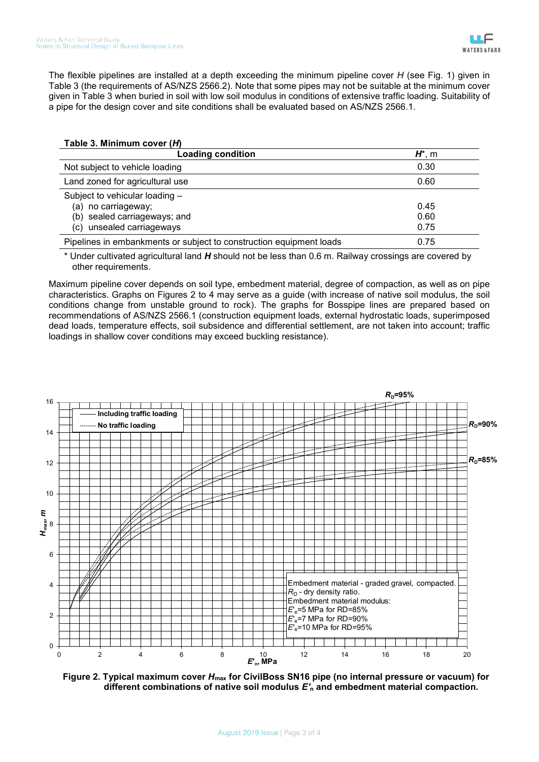The flexible pipelines are installed at a depth exceeding the minimum pipeline cover $H$ (see Fig. 1) given in Table 3 (the requirements of AS/NZS 2566.2). Note that some pipes may not be suitable at the minimum cover given in Table 3 when buried in soil with low soil modulus in conditions of extensive traffic loading. Suitability of a pipe for the design cover and site conditions shall be evaluated based on AS/NZS 2566.1.

**Table 3. Minimum cover (*H*)**

| Loading condition | $H$*, m |
|---|---|
| Not subject to vehicle loading | 0.30 |
| Land zoned for agricultural use | 0.60 |
| Subject to vehicular loading – | |
| (a) no carriageway; | 0.45 |
| (b) sealed carriageways; and | 0.60 |
| (c) unsealed carriageways | 0.75 |
| Pipelines in embankments or subject to construction equipment loads | 0.75 |

\* Under cultivated agricultural land $H$ should not be less than 0.6 m. Railway crossings are covered by other requirements.

Maximum pipeline cover depends on soil type, embedment material, degree of compaction, as well as on pipe characteristics. Graphs on Figures 2 to 4 may serve as a guide (with increase of native soil modulus, the soil conditions change from unstable ground to rock). The graphs for Bosspipe lines are prepared based on recommendations of AS/NZS 2566.1 (construction equipment loads, external hydrostatic loads, superimposed dead loads, temperature effects, soil subsidence and differential settlement, are not taken into account; traffic loadings in shallow cover conditions may exceed buckling resistance).

**Figure 2. Typical maximum cover $H_{max}$ for CivilBoss SN16 pipe (no internal pressure or vacuum) for different combinations of native soil modulus $E'_n$ and embedment material compaction.**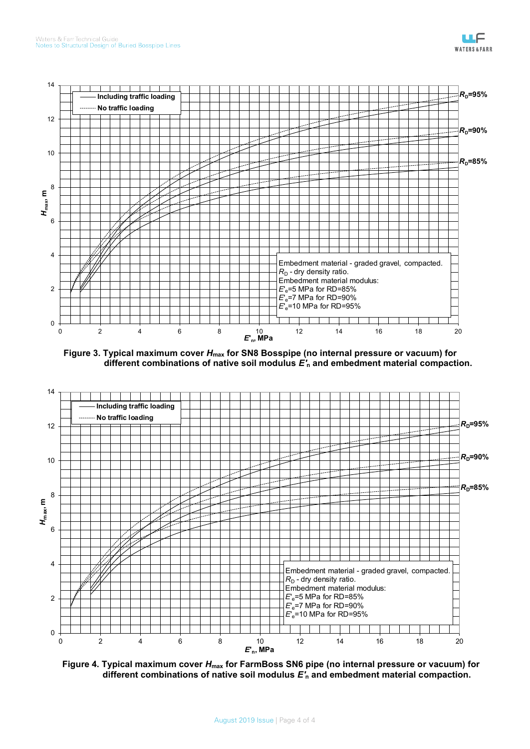Including traffic loading
No traffic loading

$R_D$=95%
$R_D$=90%
$R_D$=85%

Embedment material - graded gravel, compacted.
$R_D$ - dry density ratio.
Embedment material modulus:
$E'_e$=5 MPa for RD=85%
$E'_e$=7 MPa for RD=90%
$E'_e$=10 MPa for RD=95%

$H_{max}$, m
0
2
4
6
8
10
12
14

$E'_n$, MPa
0
2
4
6
8
10
12
14
16
18
20

**Figure 3. Typical maximum cover $H_{max}$ for SN8 Bosspipe (no internal pressure or vacuum) for different combinations of native soil modulus $E'_n$ and embedment material compaction.**

Including traffic loading
No traffic loading

$R_D$=95%
$R_D$=90%
$R_D$=85%

Embedment material - graded gravel, compacted.
$R_D$ - dry density ratio.
Embedment material modulus:
$E'_e$=5 MPa for RD=85%
$E'_e$=7 MPa for RD=90%
$E'_e$=10 MPa for RD=95%

$H_{max}$, m
0
2
4
6
8
10
12
14

$E'_n$, MPa
0
2
4
6
8
10
12
14
16
18
20

**Figure 4. Typical maximum cover $H_{max}$ for FarmBoss SN6 pipe (no internal pressure or vacuum) for different combinations of native soil modulus $E'_n$ and embedment material compaction.**